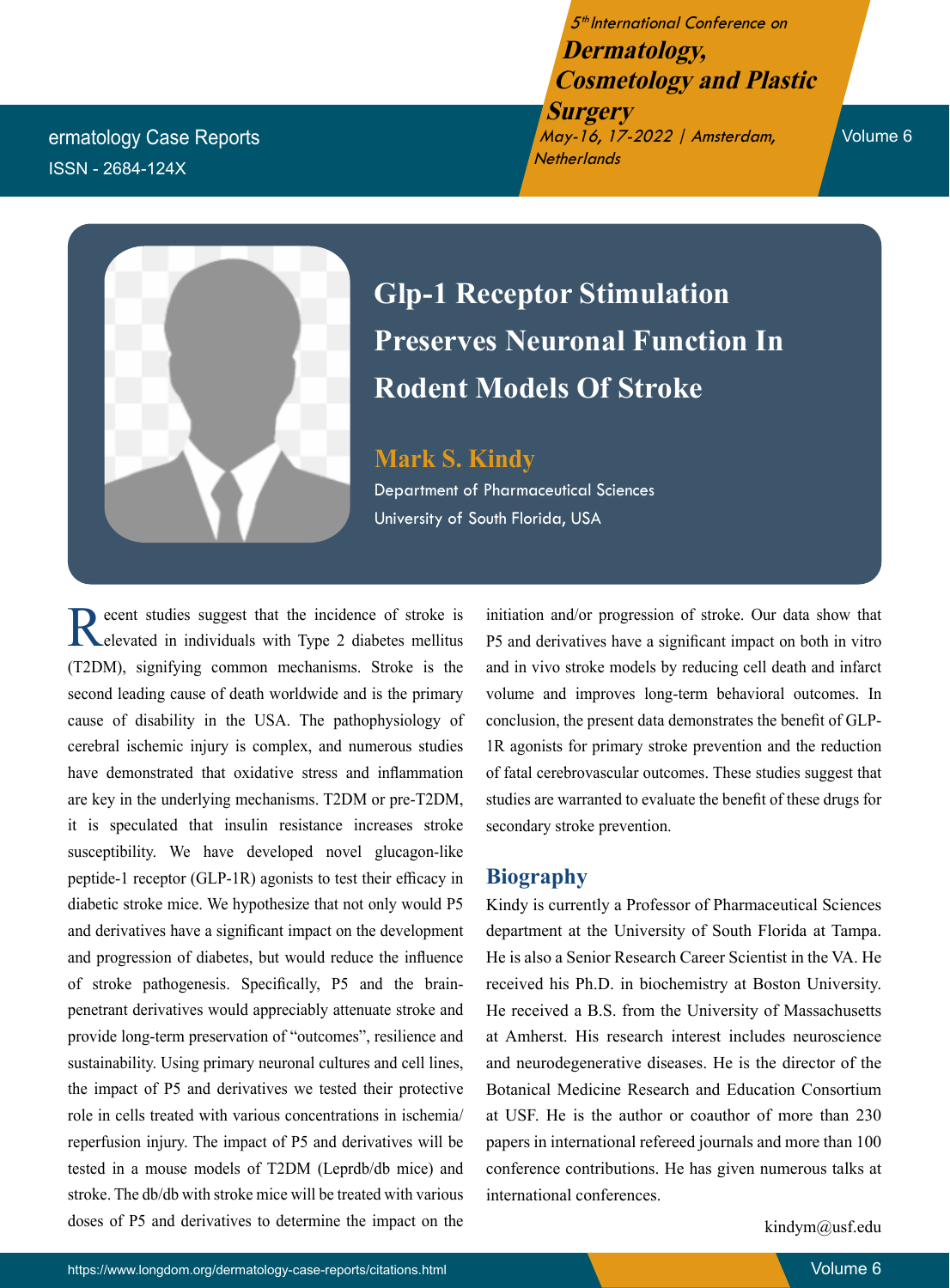# Glp-1 Receptor Stimulation Preserves Neuronal Function In Rodent Models Of Stroke

**Mark S. Kindy**

Department of Pharmaceutical Sciences
University of South Florida, USA

Recent studies suggest that the incidence of stroke is elevated in individuals with Type 2 diabetes mellitus (T2DM), signifying common mechanisms. Stroke is the second leading cause of death worldwide and is the primary cause of disability in the USA. The pathophysiology of cerebral ischemic injury is complex, and numerous studies have demonstrated that oxidative stress and inflammation are key in the underlying mechanisms. T2DM or pre-T2DM, it is speculated that insulin resistance increases stroke susceptibility. We have developed novel glucagon-like peptide-1 receptor (GLP-1R) agonists to test their efficacy in diabetic stroke mice. We hypothesize that not only would P5 and derivatives have a significant impact on the development and progression of diabetes, but would reduce the influence of stroke pathogenesis. Specifically, P5 and the brain-penetrant derivatives would appreciably attenuate stroke and provide long-term preservation of "outcomes", resilience and sustainability. Using primary neuronal cultures and cell lines, the impact of P5 and derivatives we tested their protective role in cells treated with various concentrations in ischemia/reperfusion injury. The impact of P5 and derivatives will be tested in a mouse models of T2DM (Leprdb/db mice) and stroke. The db/db with stroke mice will be treated with various doses of P5 and derivatives to determine the impact on the initiation and/or progression of stroke. Our data show that P5 and derivatives have a significant impact on both in vitro and in vivo stroke models by reducing cell death and infarct volume and improves long-term behavioral outcomes. In conclusion, the present data demonstrates the benefit of GLP-1R agonists for primary stroke prevention and the reduction of fatal cerebrovascular outcomes. These studies suggest that studies are warranted to evaluate the benefit of these drugs for secondary stroke prevention.

## Biography

Kindy is currently a Professor of Pharmaceutical Sciences department at the University of South Florida at Tampa. He is also a Senior Research Career Scientist in the VA. He received his Ph.D. in biochemistry at Boston University. He received a B.S. from the University of Massachusetts at Amherst. His research interest includes neuroscience and neurodegenerative diseases. He is the director of the Botanical Medicine Research and Education Consortium at USF. He is the author or coauthor of more than 230 papers in international refereed journals and more than 100 conference contributions. He has given numerous talks at international conferences.

kindym@usf.edu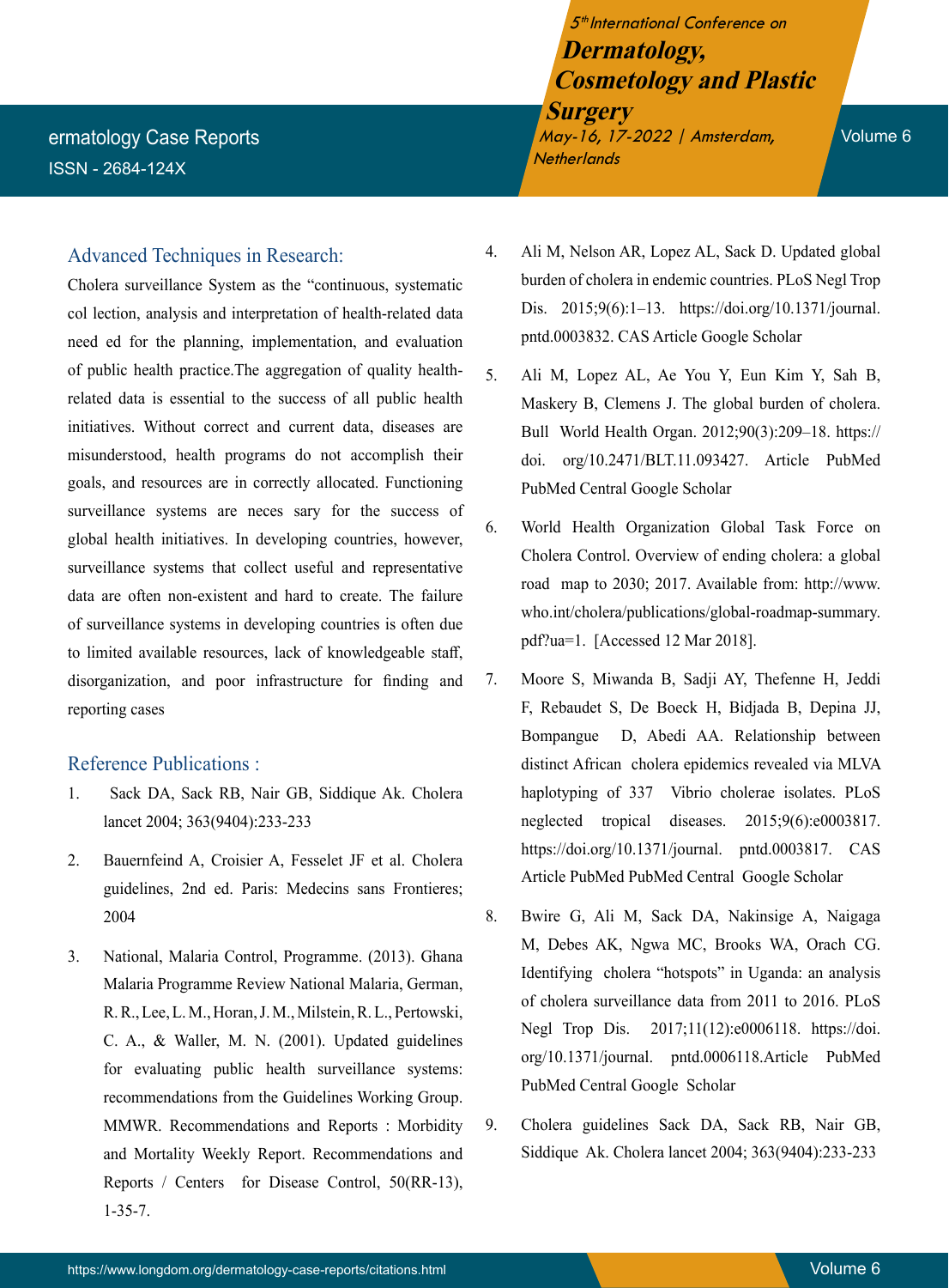## Advanced Techniques in Research:

Cholera surveillance System as the "continuous, systematic col lection, analysis and interpretation of health-related data need ed for the planning, implementation, and evaluation of public health practice.The aggregation of quality health-related data is essential to the success of all public health initiatives. Without correct and current data, diseases are misunderstood, health programs do not accomplish their goals, and resources are in correctly allocated. Functioning surveillance systems are neces sary for the success of global health initiatives. In developing countries, however, surveillance systems that collect useful and representative data are often non-existent and hard to create. The failure of surveillance systems in developing countries is often due to limited available resources, lack of knowledgeable staff, disorganization, and poor infrastructure for finding and reporting cases

## Reference Publications :

1. Sack DA, Sack RB, Nair GB, Siddique Ak. Cholera lancet 2004; 363(9404):233-233
2. Bauernfeind A, Croisier A, Fesselet JF et al. Cholera guidelines, 2nd ed. Paris: Medecins sans Frontieres; 2004
3. National, Malaria Control, Programme. (2013). Ghana Malaria Programme Review National Malaria, German, R. R., Lee, L. M., Horan, J. M., Milstein, R. L., Pertowski, C. A., & Waller, M. N. (2001). Updated guidelines for evaluating public health surveillance systems: recommendations from the Guidelines Working Group. MMWR. Recommendations and Reports : Morbidity and Mortality Weekly Report. Recommendations and Reports / Centers for Disease Control, 50(RR-13), 1-35-7.
4. Ali M, Nelson AR, Lopez AL, Sack D. Updated global burden of cholera in endemic countries. PLoS Negl Trop Dis. 2015;9(6):1–13. https://doi.org/10.1371/journal.pntd.0003832. CAS Article Google Scholar
5. Ali M, Lopez AL, Ae You Y, Eun Kim Y, Sah B, Maskery B, Clemens J. The global burden of cholera. Bull World Health Organ. 2012;90(3):209–18. https://doi. org/10.2471/BLT.11.093427. Article PubMed PubMed Central Google Scholar
6. World Health Organization Global Task Force on Cholera Control. Overview of ending cholera: a global road map to 2030; 2017. Available from: http://www.who.int/cholera/publications/global-roadmap-summary.pdf?ua=1. [Accessed 12 Mar 2018].
7. Moore S, Miwanda B, Sadji AY, Thefenne H, Jeddi F, Rebaudet S, De Boeck H, Bidjada B, Depina JJ, Bompangue D, Abedi AA. Relationship between distinct African cholera epidemics revealed via MLVA haplotyping of 337 Vibrio cholerae isolates. PLoS neglected tropical diseases. 2015;9(6):e0003817. https://doi.org/10.1371/journal. pntd.0003817. CAS Article PubMed PubMed Central Google Scholar
8. Bwire G, Ali M, Sack DA, Nakinsige A, Naigaga M, Debes AK, Ngwa MC, Brooks WA, Orach CG. Identifying cholera "hotspots" in Uganda: an analysis of cholera surveillance data from 2011 to 2016. PLoS Negl Trop Dis. 2017;11(12):e0006118. https://doi. org/10.1371/journal. pntd.0006118.Article PubMed PubMed Central Google Scholar
9. Cholera guidelines Sack DA, Sack RB, Nair GB, Siddique Ak. Cholera lancet 2004; 363(9404):233-233